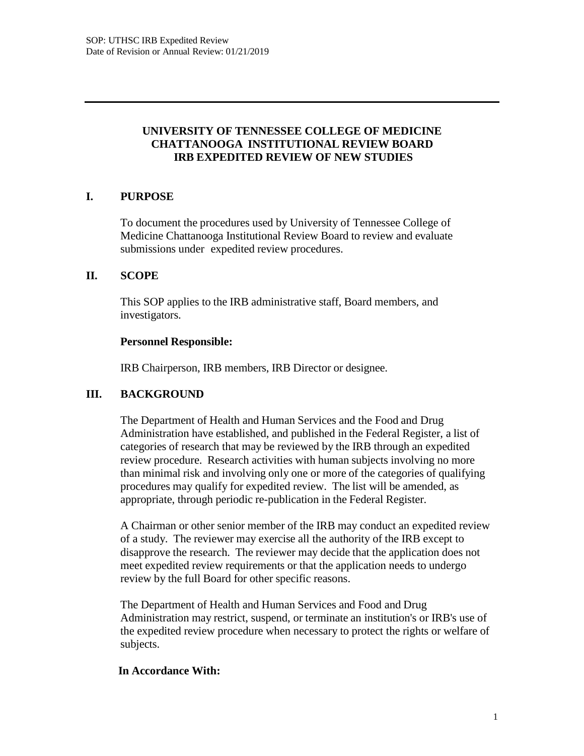# UNIVERSITY OF TENNESSEE COLLEGE OF MEDICINE CHATTANOOGA INSTITUTIONAL REVIEW BOARD IRB EXPEDITED REVIEW OF NEW STUDIES

## I. PURPOSE

To document the procedures used by University of Tennessee College of Medicine Chattanooga Institutional Review Board to review and evaluate submissions under expedited review procedures.

## II. SCOPE

This SOP applies to the IRB administrative staff, Board members, and investigators.

**Personnel Responsible:**

IRB Chairperson, IRB members, IRB Director or designee.

## III. BACKGROUND

The Department of Health and Human Services and the Food and Drug Administration have established, and published in the Federal Register, a list of categories of research that may be reviewed by the IRB through an expedited review procedure. Research activities with human subjects involving no more than minimal risk and involving only one or more of the categories of qualifying procedures may qualify for expedited review. The list will be amended, as appropriate, through periodic re-publication in the Federal Register.

A Chairman or other senior member of the IRB may conduct an expedited review of a study. The reviewer may exercise all the authority of the IRB except to disapprove the research. The reviewer may decide that the application does not meet expedited review requirements or that the application needs to undergo review by the full Board for other specific reasons.

The Department of Health and Human Services and Food and Drug Administration may restrict, suspend, or terminate an institution's or IRB's use of the expedited review procedure when necessary to protect the rights or welfare of subjects.

**In Accordance With:**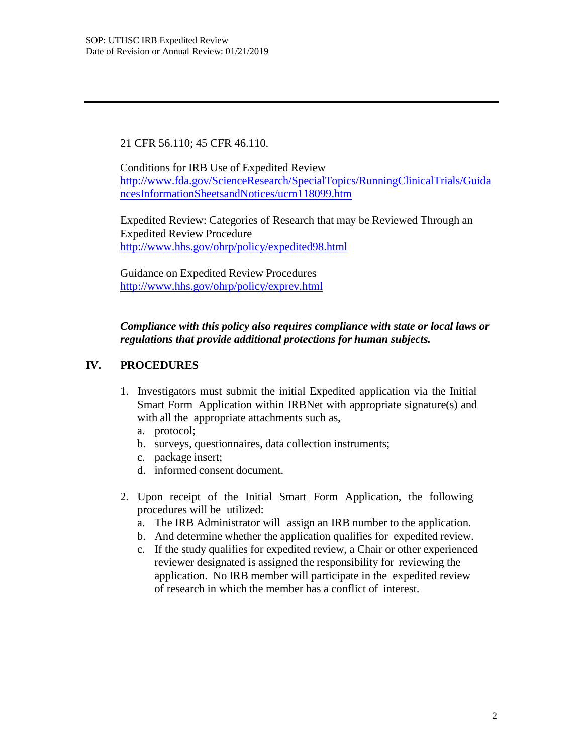21 CFR 56.110; 45 CFR 46.110.

Conditions for IRB Use of Expedited Review
http://www.fda.gov/ScienceResearch/SpecialTopics/RunningClinicalTrials/GuidancesInformationSheetsandNotices/ucm118099.htm

Expedited Review: Categories of Research that may be Reviewed Through an Expedited Review Procedure
http://www.hhs.gov/ohrp/policy/expedited98.html

Guidance on Expedited Review Procedures
http://www.hhs.gov/ohrp/policy/exprev.html

***Compliance with this policy also requires compliance with state or local laws or regulations that provide additional protections for human subjects.***

## IV. PROCEDURES

1. Investigators must submit the initial Expedited application via the Initial Smart Form Application within IRBNet with appropriate signature(s) and with all the appropriate attachments such as,
   a. protocol;
   b. surveys, questionnaires, data collection instruments;
   c. package insert;
   d. informed consent document.

2. Upon receipt of the Initial Smart Form Application, the following procedures will be utilized:
   a. The IRB Administrator will assign an IRB number to the application.
   b. And determine whether the application qualifies for expedited review.
   c. If the study qualifies for expedited review, a Chair or other experienced reviewer designated is assigned the responsibility for reviewing the application. No IRB member will participate in the expedited review of research in which the member has a conflict of interest.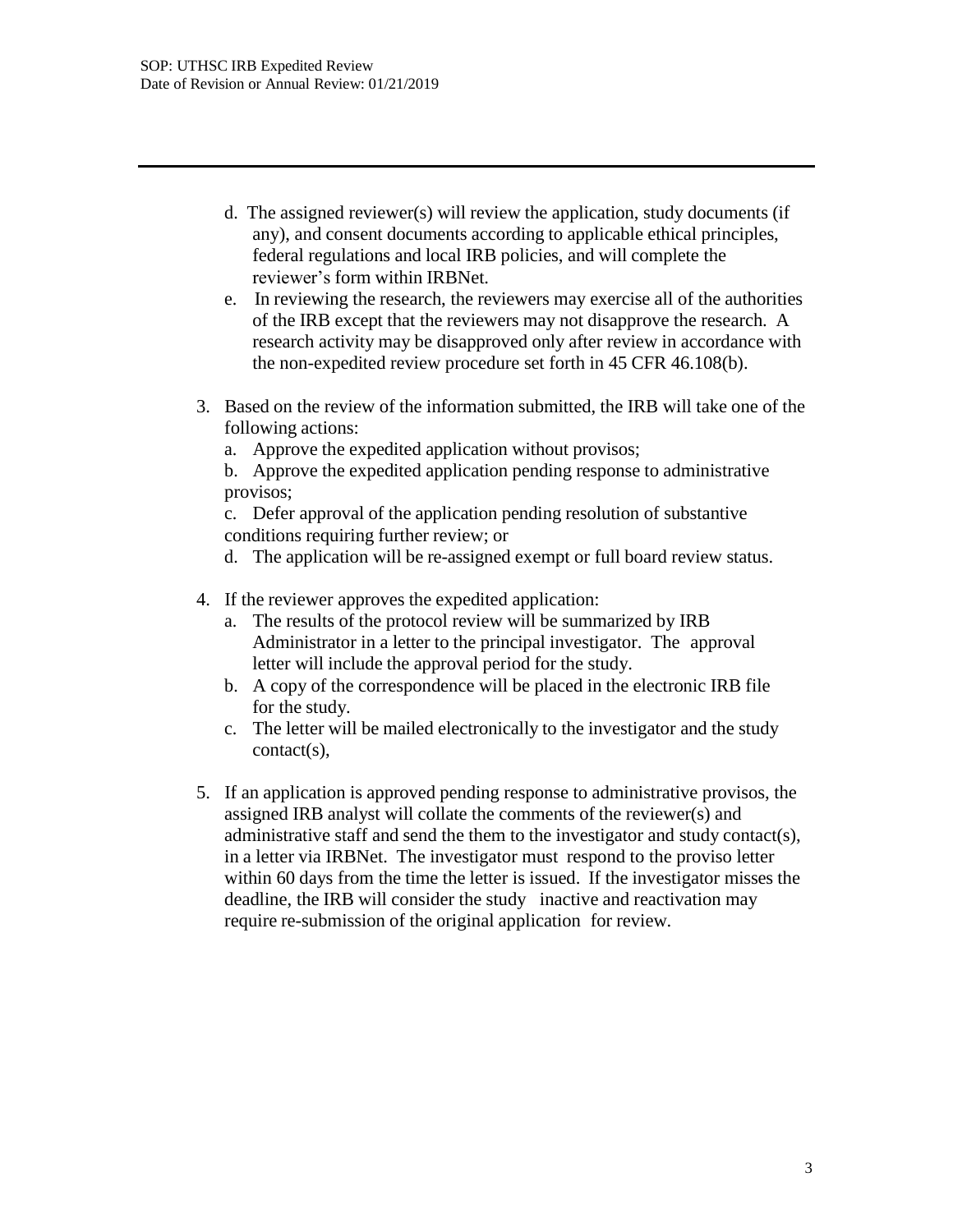d. The assigned reviewer(s) will review the application, study documents (if any), and consent documents according to applicable ethical principles, federal regulations and local IRB policies, and will complete the reviewer's form within IRBNet.

e. In reviewing the research, the reviewers may exercise all of the authorities of the IRB except that the reviewers may not disapprove the research. A research activity may be disapproved only after review in accordance with the non-expedited review procedure set forth in 45 CFR 46.108(b).

3. Based on the review of the information submitted, the IRB will take one of the following actions:
   a. Approve the expedited application without provisos;
   b. Approve the expedited application pending response to administrative provisos;
   c. Defer approval of the application pending resolution of substantive conditions requiring further review; or
   d. The application will be re-assigned exempt or full board review status.

4. If the reviewer approves the expedited application:
   a. The results of the protocol review will be summarized by IRB Administrator in a letter to the principal investigator. The approval letter will include the approval period for the study.
   b. A copy of the correspondence will be placed in the electronic IRB file for the study.
   c. The letter will be mailed electronically to the investigator and the study contact(s),

5. If an application is approved pending response to administrative provisos, the assigned IRB analyst will collate the comments of the reviewer(s) and administrative staff and send the them to the investigator and study contact(s), in a letter via IRBNet. The investigator must respond to the proviso letter within 60 days from the time the letter is issued. If the investigator misses the deadline, the IRB will consider the study inactive and reactivation may require re-submission of the original application for review.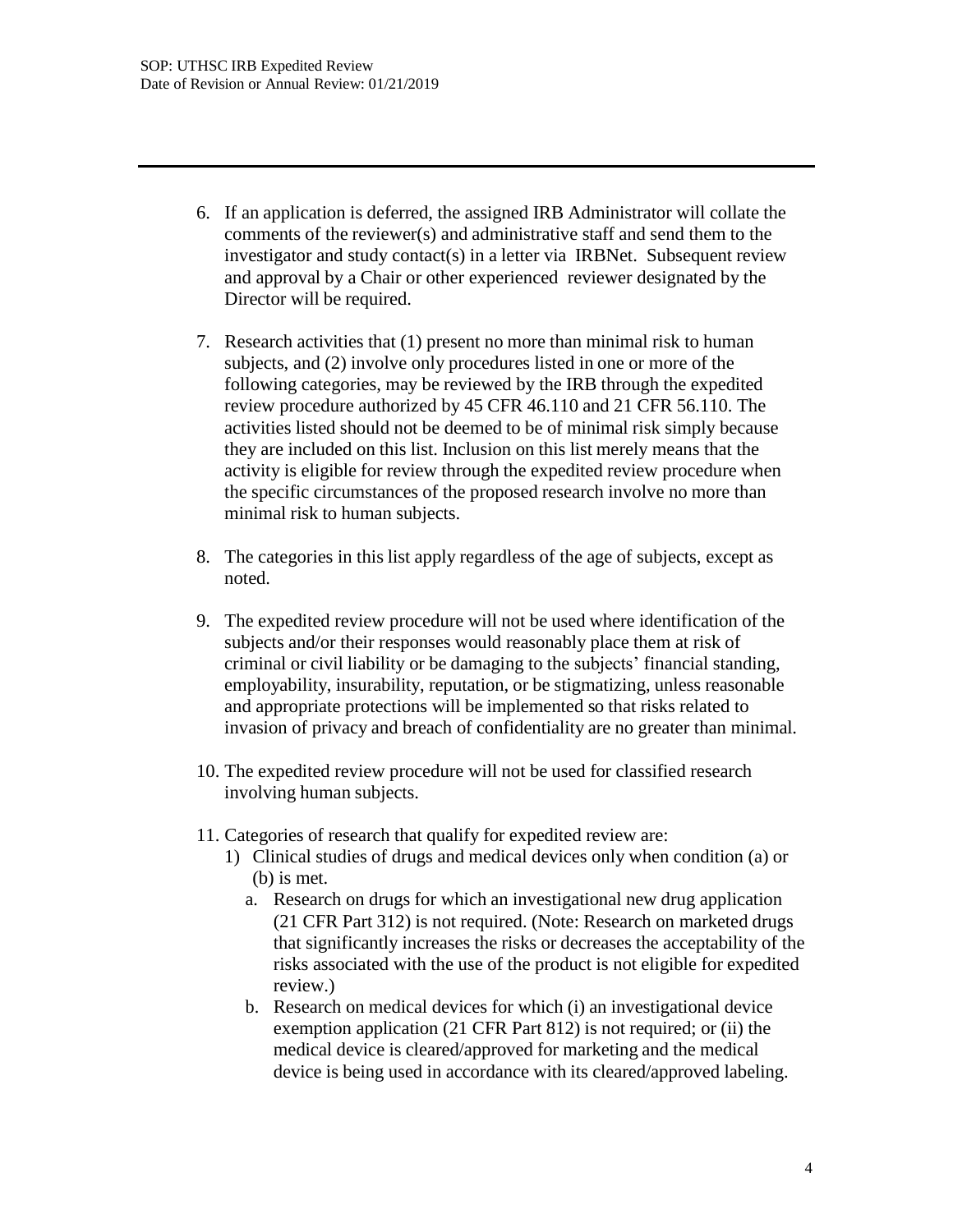6. If an application is deferred, the assigned IRB Administrator will collate the comments of the reviewer(s) and administrative staff and send them to the investigator and study contact(s) in a letter via IRBNet. Subsequent review and approval by a Chair or other experienced reviewer designated by the Director will be required.

7. Research activities that (1) present no more than minimal risk to human subjects, and (2) involve only procedures listed in one or more of the following categories, may be reviewed by the IRB through the expedited review procedure authorized by 45 CFR 46.110 and 21 CFR 56.110. The activities listed should not be deemed to be of minimal risk simply because they are included on this list. Inclusion on this list merely means that the activity is eligible for review through the expedited review procedure when the specific circumstances of the proposed research involve no more than minimal risk to human subjects.

8. The categories in this list apply regardless of the age of subjects, except as noted.

9. The expedited review procedure will not be used where identification of the subjects and/or their responses would reasonably place them at risk of criminal or civil liability or be damaging to the subjects' financial standing, employability, insurability, reputation, or be stigmatizing, unless reasonable and appropriate protections will be implemented so that risks related to invasion of privacy and breach of confidentiality are no greater than minimal.

10. The expedited review procedure will not be used for classified research involving human subjects.

11. Categories of research that qualify for expedited review are:
    1) Clinical studies of drugs and medical devices only when condition (a) or (b) is met.
       a. Research on drugs for which an investigational new drug application (21 CFR Part 312) is not required. (Note: Research on marketed drugs that significantly increases the risks or decreases the acceptability of the risks associated with the use of the product is not eligible for expedited review.)
       b. Research on medical devices for which (i) an investigational device exemption application (21 CFR Part 812) is not required; or (ii) the medical device is cleared/approved for marketing and the medical device is being used in accordance with its cleared/approved labeling.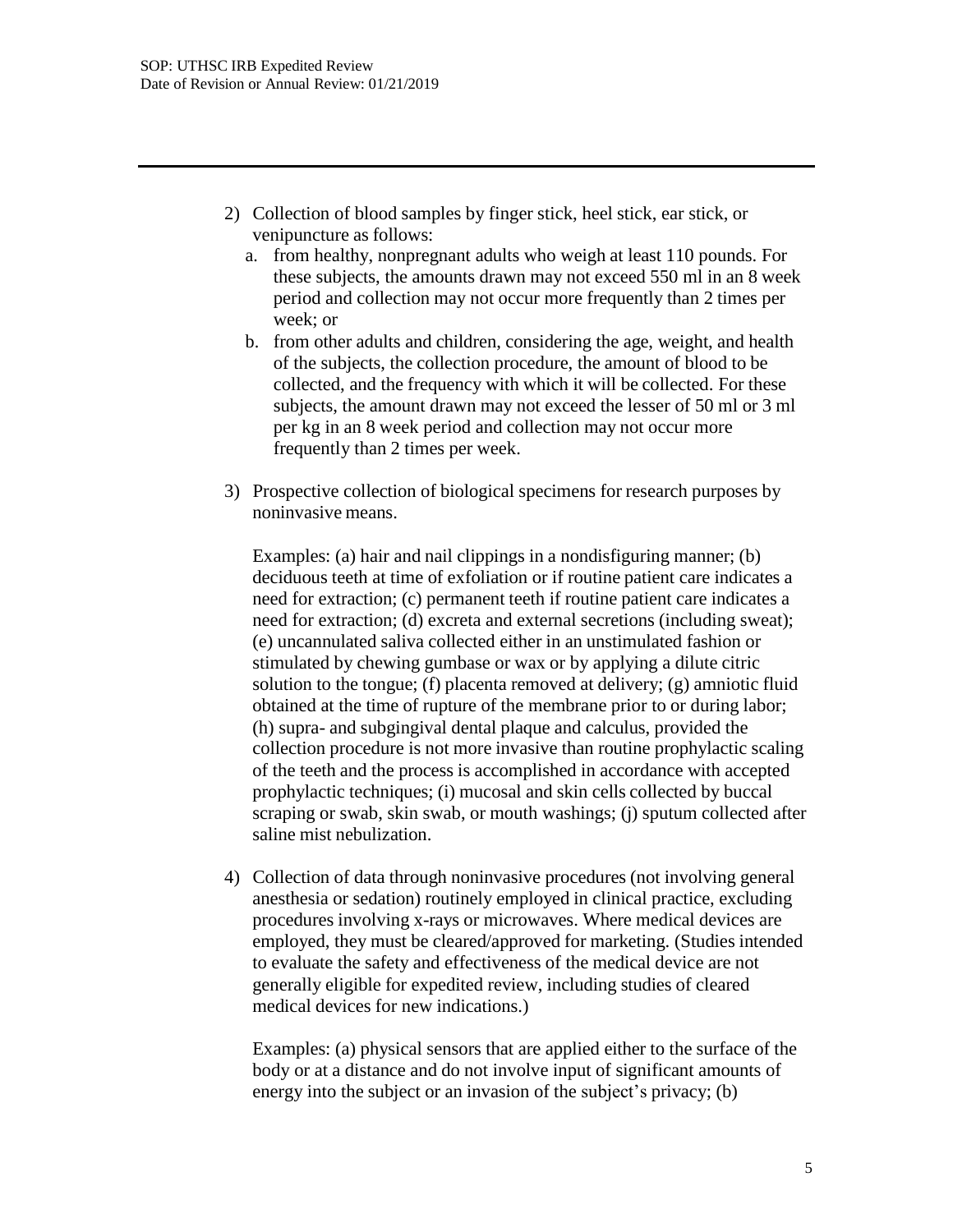2) Collection of blood samples by finger stick, heel stick, ear stick, or venipuncture as follows:
   a. from healthy, nonpregnant adults who weigh at least 110 pounds. For these subjects, the amounts drawn may not exceed 550 ml in an 8 week period and collection may not occur more frequently than 2 times per week; or
   b. from other adults and children, considering the age, weight, and health of the subjects, the collection procedure, the amount of blood to be collected, and the frequency with which it will be collected. For these subjects, the amount drawn may not exceed the lesser of 50 ml or 3 ml per kg in an 8 week period and collection may not occur more frequently than 2 times per week.

3) Prospective collection of biological specimens for research purposes by noninvasive means.

   Examples: (a) hair and nail clippings in a nondisfiguring manner; (b) deciduous teeth at time of exfoliation or if routine patient care indicates a need for extraction; (c) permanent teeth if routine patient care indicates a need for extraction; (d) excreta and external secretions (including sweat); (e) uncannulated saliva collected either in an unstimulated fashion or stimulated by chewing gumbase or wax or by applying a dilute citric solution to the tongue; (f) placenta removed at delivery; (g) amniotic fluid obtained at the time of rupture of the membrane prior to or during labor; (h) supra- and subgingival dental plaque and calculus, provided the collection procedure is not more invasive than routine prophylactic scaling of the teeth and the process is accomplished in accordance with accepted prophylactic techniques; (i) mucosal and skin cells collected by buccal scraping or swab, skin swab, or mouth washings; (j) sputum collected after saline mist nebulization.

4) Collection of data through noninvasive procedures (not involving general anesthesia or sedation) routinely employed in clinical practice, excluding procedures involving x-rays or microwaves. Where medical devices are employed, they must be cleared/approved for marketing. (Studies intended to evaluate the safety and effectiveness of the medical device are not generally eligible for expedited review, including studies of cleared medical devices for new indications.)

   Examples: (a) physical sensors that are applied either to the surface of the body or at a distance and do not involve input of significant amounts of energy into the subject or an invasion of the subject's privacy; (b)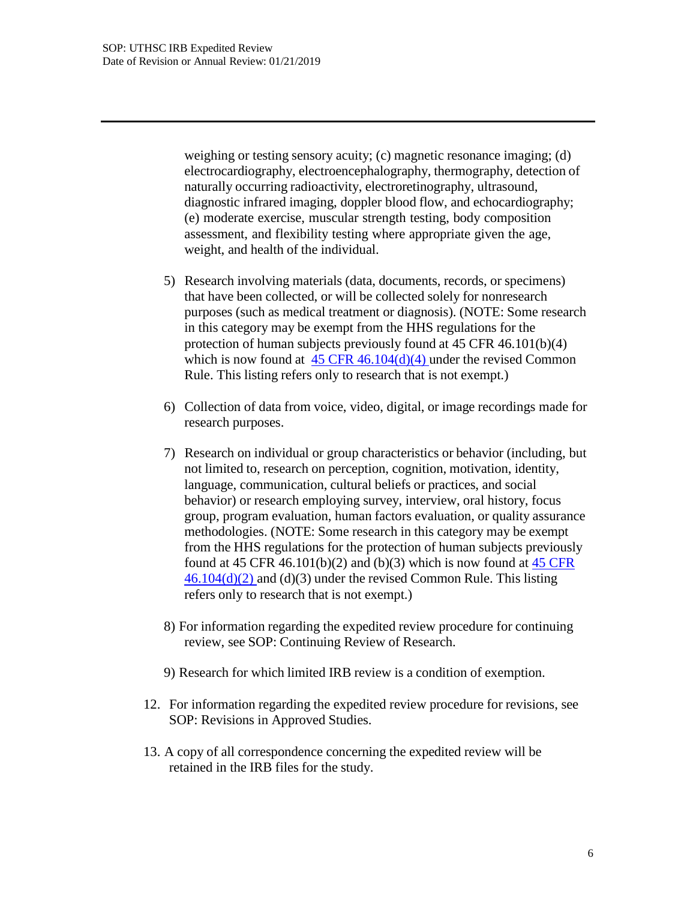weighing or testing sensory acuity; (c) magnetic resonance imaging; (d) electrocardiography, electroencephalography, thermography, detection of naturally occurring radioactivity, electroretinography, ultrasound, diagnostic infrared imaging, doppler blood flow, and echocardiography; (e) moderate exercise, muscular strength testing, body composition assessment, and flexibility testing where appropriate given the age, weight, and health of the individual.

5) Research involving materials (data, documents, records, or specimens) that have been collected, or will be collected solely for nonresearch purposes (such as medical treatment or diagnosis). (NOTE: Some research in this category may be exempt from the HHS regulations for the protection of human subjects previously found at 45 CFR 46.101(b)(4) which is now found at [45 CFR 46.104(d)(4)](#) under the revised Common Rule. This listing refers only to research that is not exempt.)

6) Collection of data from voice, video, digital, or image recordings made for research purposes.

7) Research on individual or group characteristics or behavior (including, but not limited to, research on perception, cognition, motivation, identity, language, communication, cultural beliefs or practices, and social behavior) or research employing survey, interview, oral history, focus group, program evaluation, human factors evaluation, or quality assurance methodologies. (NOTE: Some research in this category may be exempt from the HHS regulations for the protection of human subjects previously found at 45 CFR 46.101(b)(2) and (b)(3) which is now found at [45 CFR 46.104(d)(2)](#) and (d)(3) under the revised Common Rule. This listing refers only to research that is not exempt.)

8) For information regarding the expedited review procedure for continuing review, see SOP: Continuing Review of Research.

9) Research for which limited IRB review is a condition of exemption.

12. For information regarding the expedited review procedure for revisions, see SOP: Revisions in Approved Studies.

13. A copy of all correspondence concerning the expedited review will be retained in the IRB files for the study.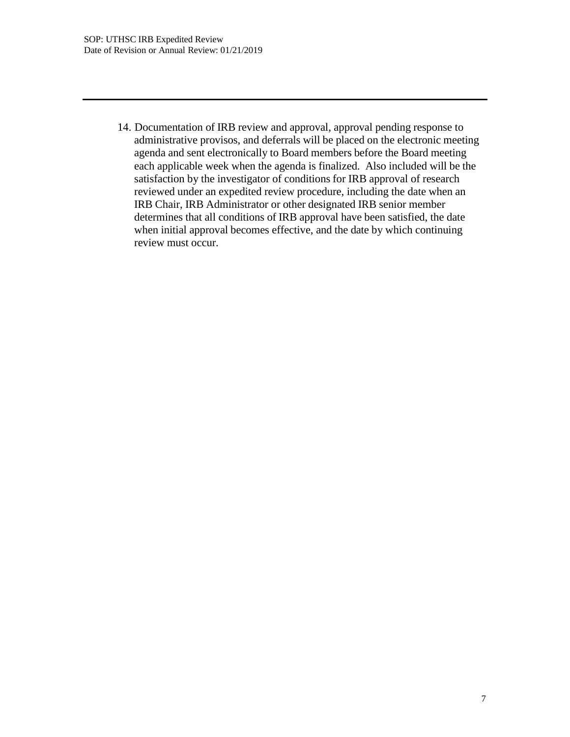14. Documentation of IRB review and approval, approval pending response to administrative provisos, and deferrals will be placed on the electronic meeting agenda and sent electronically to Board members before the Board meeting each applicable week when the agenda is finalized. Also included will be the satisfaction by the investigator of conditions for IRB approval of research reviewed under an expedited review procedure, including the date when an IRB Chair, IRB Administrator or other designated IRB senior member determines that all conditions of IRB approval have been satisfied, the date when initial approval becomes effective, and the date by which continuing review must occur.